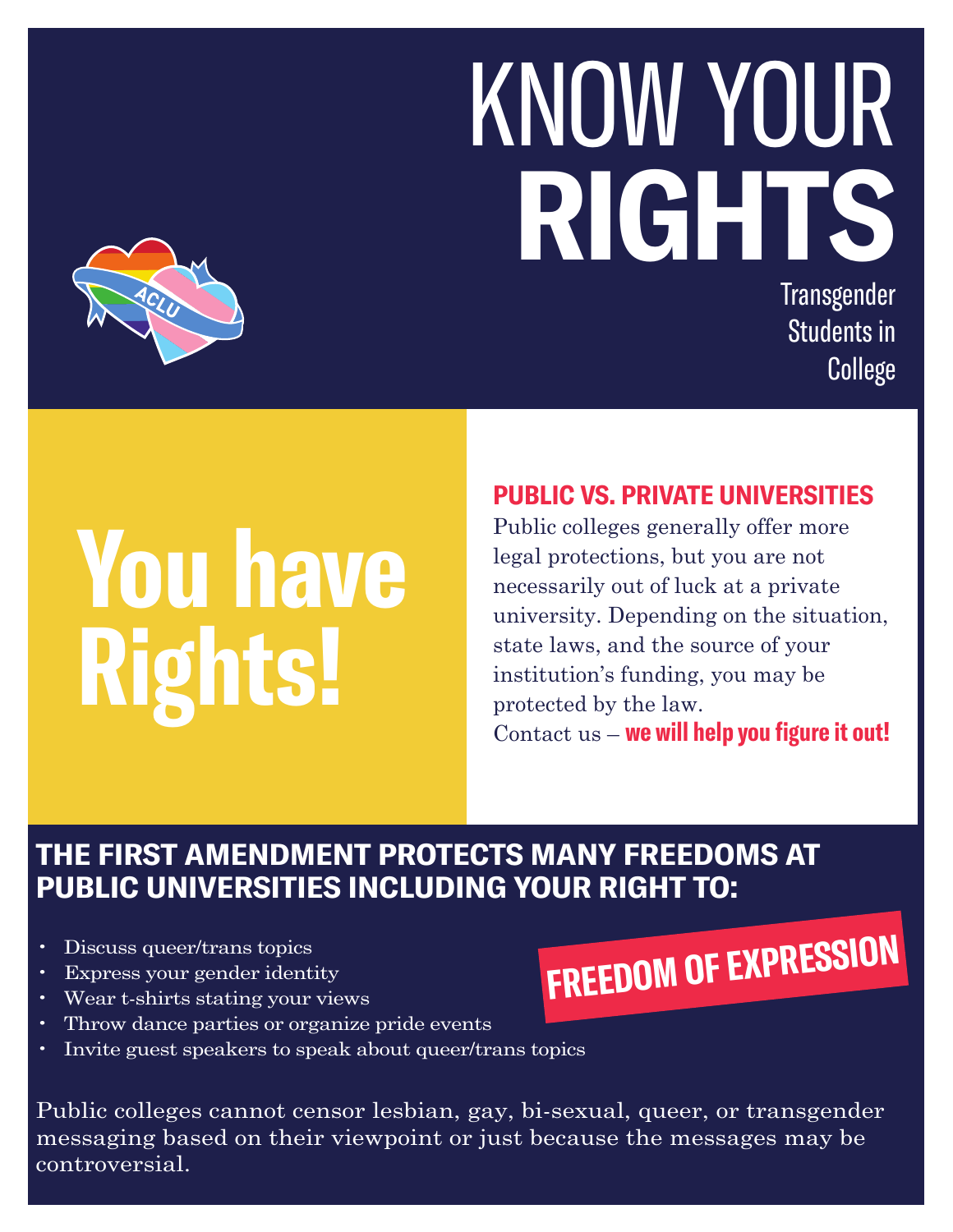# KNOW YOUR RIGHTS

Transgender Students in College

## You have Rights!

### PUBLIC VS. PRIVATE UNIVERSITIES

Public colleges generally offer more legal protections, but you are not necessarily out of luck at a private university. Depending on the situation, state laws, and the source of your institution's funding, you may be protected by the law.

Contact us – **we will help you figure it out!**

### THE FIRST AMENDMENT PROTECTS MANY FREEDOMS AT PUBLIC UNIVERSITIES INCLUDING YOUR RIGHT TO:

**FREEDOM OF EXPRESSION**

- Discuss queer/trans topics
- Express your gender identity
- Wear t-shirts stating your views
- Throw dance parties or organize pride events
- Invite guest speakers to speak about queer/trans topics

Public colleges cannot censor lesbian, gay, bi-sexual, queer, or transgender messaging based on their viewpoint or just because the messages may be controversial.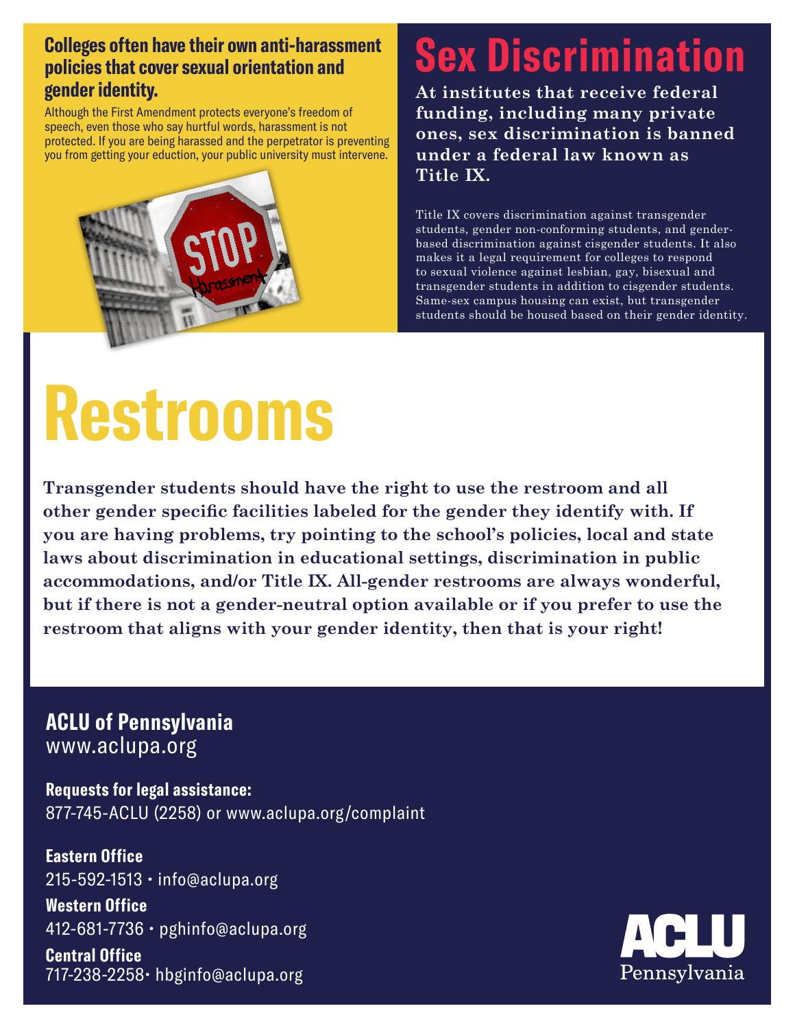### Colleges often have their own anti-harassment policies that cover sexual orientation and gender identity.

Although the First Amendment protects everyone's freedom of speech, even those who say hurtful words, harassment is not protected. If you are being harassed and the perpetrator is preventing you from getting your eduction, your public university must intervene.

# Sex Discrimination

**At institutes that receive federal funding, including many private ones, sex discrimination is banned under a federal law known as Title IX.**

Title IX covers discrimination against transgender students, gender non-conforming students, and gender-based discrimination against cisgender students. It also makes it a legal requirement for colleges to respond to sexual violence against lesbian, gay, bisexual and transgender students in addition to cisgender students. Same-sex campus housing can exist, but transgender students should be housed based on their gender identity.

# Restrooms

**Transgender students should have the right to use the restroom and all other gender specific facilities labeled for the gender they identify with. If you are having problems, try pointing to the school's policies, local and state laws about discrimination in educational settings, discrimination in public accommodations, and/or Title IX. All-gender restrooms are always wonderful, but if there is not a gender-neutral option available or if you prefer to use the restroom that aligns with your gender identity, then that is your right!**

**ACLU of Pennsylvania**
www.aclupa.org

**Requests for legal assistance:**
877-745-ACLU (2258) or www.aclupa.org/complaint

**Eastern Office**
215-592-1513 • info@aclupa.org

**Western Office**
412-681-7736 • pghinfo@aclupa.org

**Central Office**
717-238-2258• hbginfo@aclupa.org

ACLU Pennsylvania